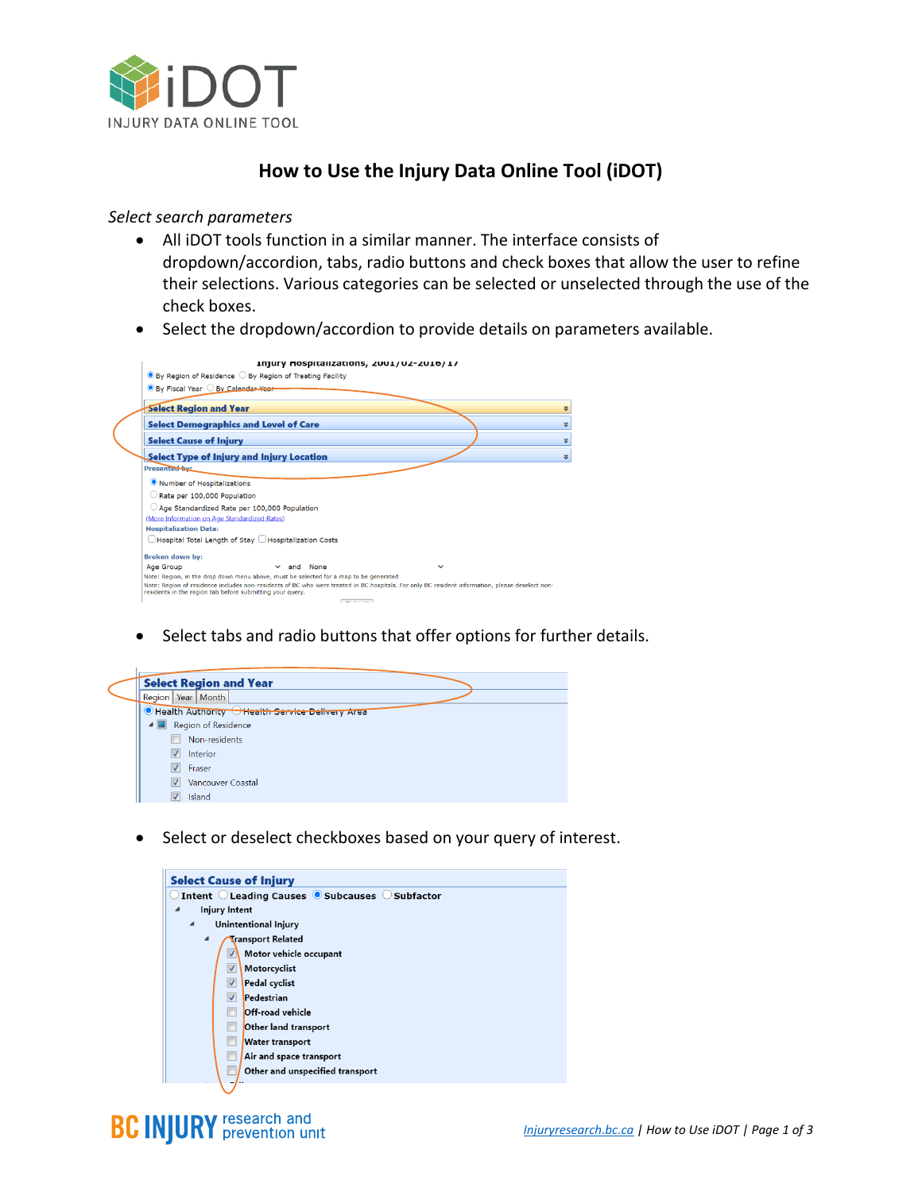# How to Use the Injury Data Online Tool (iDOT)

*Select search parameters*

- All iDOT tools function in a similar manner. The interface consists of dropdown/accordion, tabs, radio buttons and check boxes that allow the user to refine their selections. Various categories can be selected or unselected through the use of the check boxes.
- Select the dropdown/accordion to provide details on parameters available.

- Select tabs and radio buttons that offer options for further details.

- Select or deselect checkboxes based on your query of interest.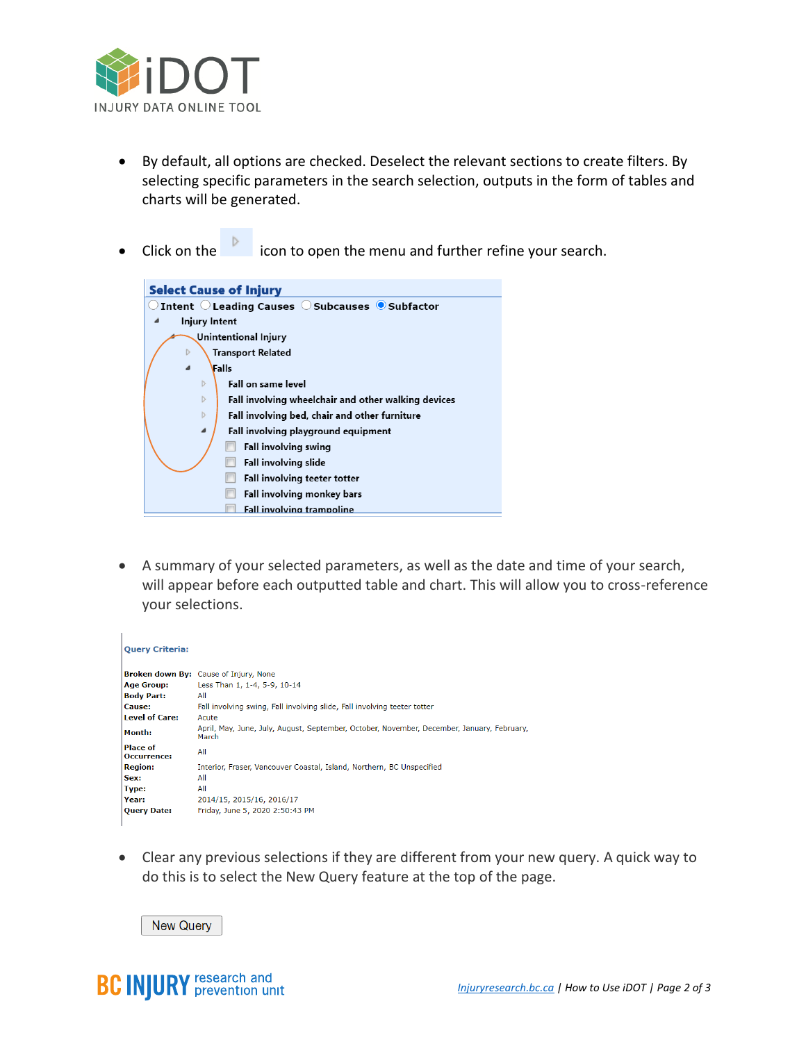- By default, all options are checked. Deselect the relevant sections to create filters. By selecting specific parameters in the search selection, outputs in the form of tables and charts will be generated.

- Click on the ▷ icon to open the menu and further refine your search.

**Select Cause of Injury**

○ Intent ○ Leading Causes ○ Subcauses ● Subfactor

- Injury Intent
  - Unintentional Injury
    - Transport Related
    - Falls
      - Fall on same level
      - Fall involving wheelchair and other walking devices
      - Fall involving bed, chair and other furniture
      - Fall involving playground equipment
        - ☐ Fall involving swing
        - ☐ Fall involving slide
        - ☐ Fall involving teeter totter
        - ☐ Fall involving monkey bars
        - ☐ Fall involving trampoline

- A summary of your selected parameters, as well as the date and time of your search, will appear before each outputted table and chart. This will allow you to cross-reference your selections.

**Query Criteria:**

| | |
|---|---|
| **Broken down By:** | Cause of Injury, None |
| **Age Group:** | Less Than 1, 1-4, 5-9, 10-14 |
| **Body Part:** | All |
| **Cause:** | Fall involving swing, Fall involving slide, Fall involving teeter totter |
| **Level of Care:** | Acute |
| **Month:** | April, May, June, July, August, September, October, November, December, January, February, March |
| **Place of Occurrence:** | All |
| **Region:** | Interior, Fraser, Vancouver Coastal, Island, Northern, BC Unspecified |
| **Sex:** | All |
| **Type:** | All |
| **Year:** | 2014/15, 2015/16, 2016/17 |
| **Query Date:** | Friday, June 5, 2020 2:50:43 PM |

- Clear any previous selections if they are different from your new query. A quick way to do this is to select the New Query feature at the top of the page.

[New Query]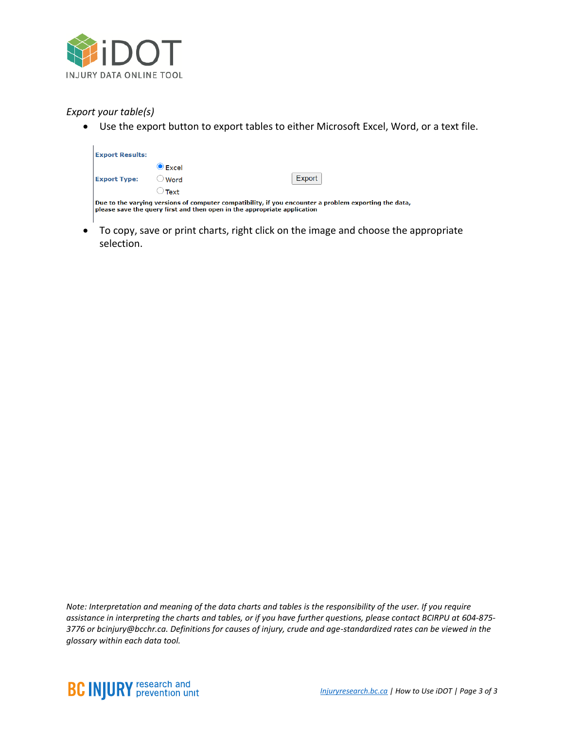*Export your table(s)*

- Use the export button to export tables to either Microsoft Excel, Word, or a text file.

**Export Results:**

**Export Type:** Excel / Word / Text   Export

Due to the varying versions of computer compatibility, if you encounter a problem exporting the data, please save the query first and then open in the appropriate application

- To copy, save or print charts, right click on the image and choose the appropriate selection.

*Note: Interpretation and meaning of the data charts and tables is the responsibility of the user. If you require assistance in interpreting the charts and tables, or if you have further questions, please contact BCIRPU at 604-875-3776 or bcinjury@bcchr.ca. Definitions for causes of injury, crude and age-standardized rates can be viewed in the glossary within each data tool.*